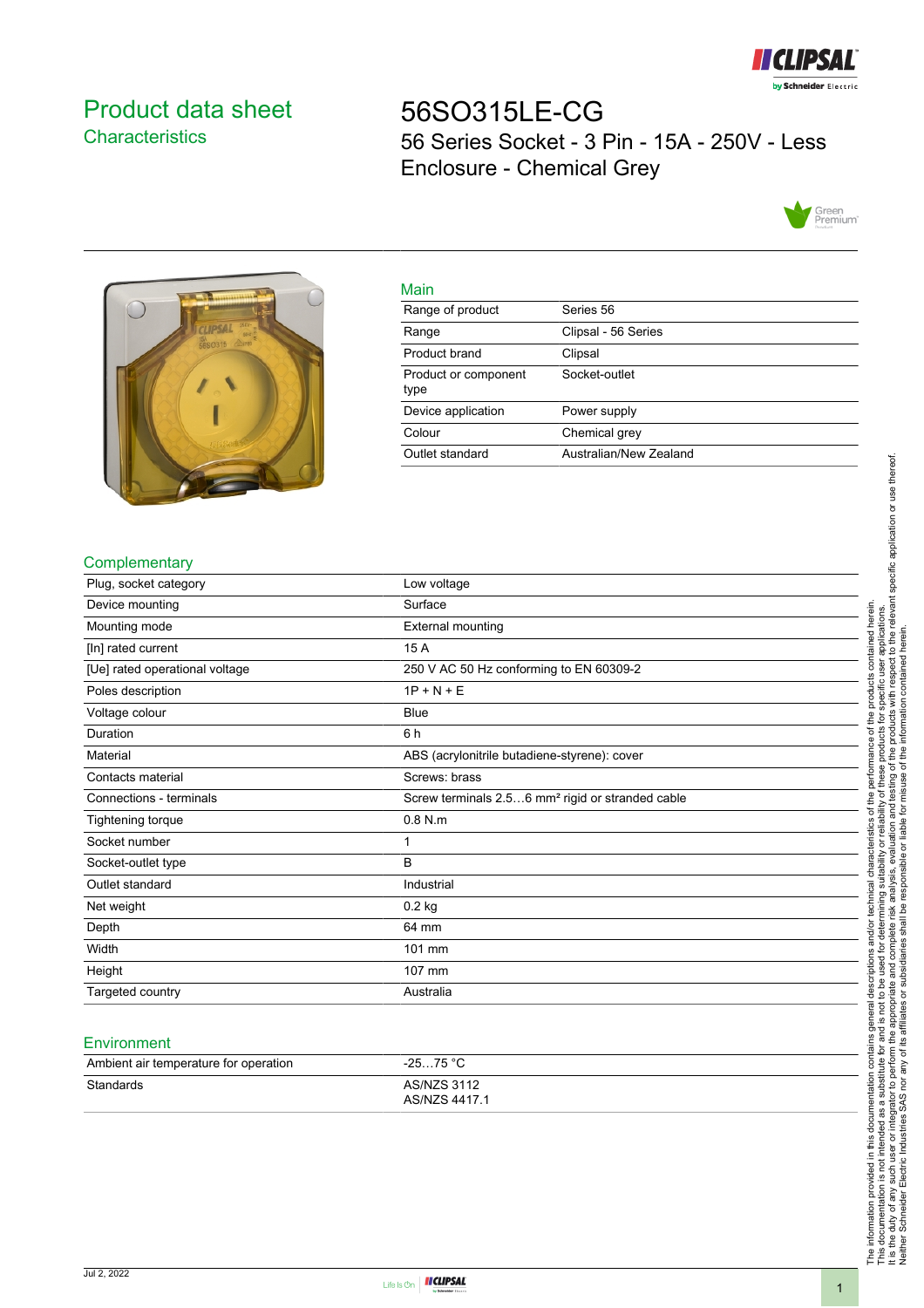# Product data sheet
## Characteristics

# 56SO315LE-CG
## 56 Series Socket - 3 Pin - 15A - 250V - Less Enclosure - Chemical Grey

### Main

| | |
|---|---|
| Range of product | Series 56 |
| Range | Clipsal - 56 Series |
| Product brand | Clipsal |
| Product or component type | Socket-outlet |
| Device application | Power supply |
| Colour | Chemical grey |
| Outlet standard | Australian/New Zealand |

### Complementary

| | |
|---|---|
| Plug, socket category | Low voltage |
| Device mounting | Surface |
| Mounting mode | External mounting |
| [In] rated current | 15 A |
| [Ue] rated operational voltage | 250 V AC 50 Hz conforming to EN 60309-2 |
| Poles description | 1P + N + E |
| Voltage colour | Blue |
| Duration | 6 h |
| Material | ABS (acrylonitrile butadiene-styrene): cover |
| Contacts material | Screws: brass |
| Connections - terminals | Screw terminals 2.5…6 mm² rigid or stranded cable |
| Tightening torque | 0.8 N.m |
| Socket number | 1 |
| Socket-outlet type | B |
| Outlet standard | Industrial |
| Net weight | 0.2 kg |
| Depth | 64 mm |
| Width | 101 mm |
| Height | 107 mm |
| Targeted country | Australia |

### Environment

| | |
|---|---|
| Ambient air temperature for operation | -25…75 °C |
| Standards | AS/NZS 3112<br>AS/NZS 4417.1 |

The information provided in this documentation contains general descriptions and/or technical characteristics of the performance of the products contained herein. This documentation is not intended as a substitute for and is not to be used for determining suitability or reliability of these products for specific user applications. It is the duty of any such user or integrator to perform the appropriate and complete risk analysis, evaluation and testing of the products with respect to the relevant specific application or use thereof. Neither Schneider Electric Industries SAS nor any of its affiliates or subsidiaries shall be responsible or liable for misuse of the information contained herein.

Jul 2, 2022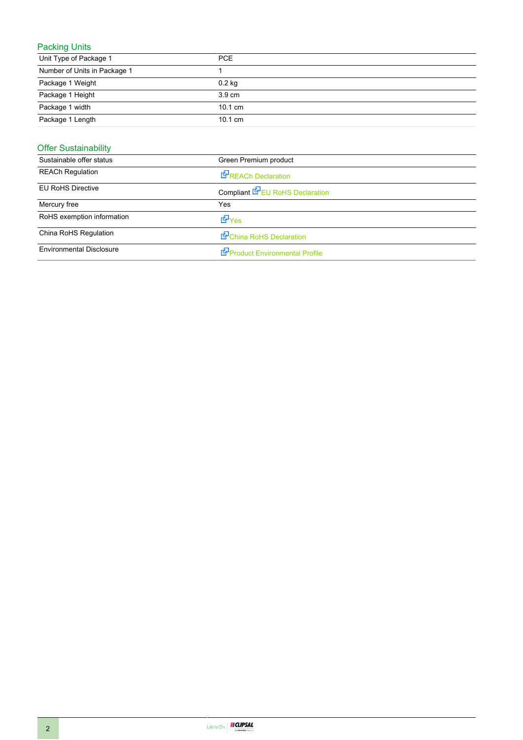## Packing Units

| | |
|---|---|
| Unit Type of Package 1 | PCE |
| Number of Units in Package 1 | 1 |
| Package 1 Weight | 0.2 kg |
| Package 1 Height | 3.9 cm |
| Package 1 width | 10.1 cm |
| Package 1 Length | 10.1 cm |

## Offer Sustainability

| | |
|---|---|
| Sustainable offer status | Green Premium product |
| REACh Regulation | REACh Declaration |
| EU RoHS Directive | Compliant EU RoHS Declaration |
| Mercury free | Yes |
| RoHS exemption information | Yes |
| China RoHS Regulation | China RoHS Declaration |
| Environmental Disclosure | Product Environmental Profile |